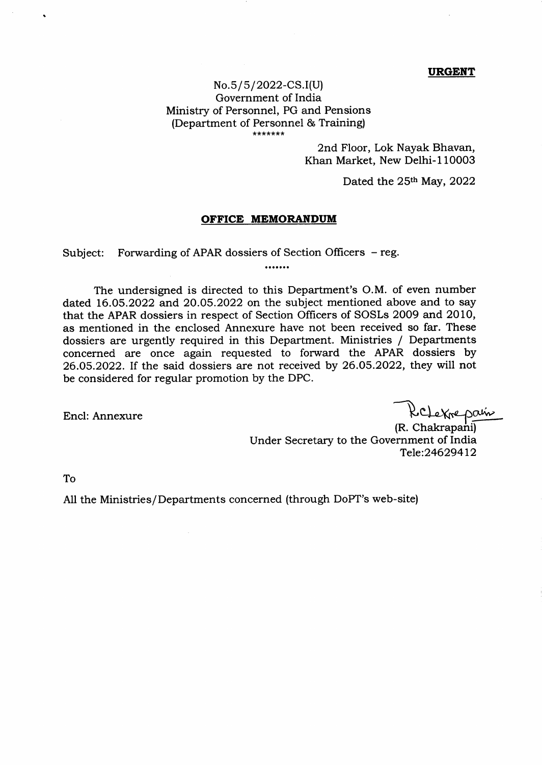**URGENT**

No.5/5/2022-CS.I(U)
Government of India
Ministry of Personnel, PG and Pensions
(Department of Personnel & Training)
*******

2nd Floor, Lok Nayak Bhavan,
Khan Market, New Delhi-110003

Dated the 25th May, 2022

## OFFICE MEMORANDUM

Subject: Forwarding of APAR dossiers of Section Officers – reg.

.......

The undersigned is directed to this Department's O.M. of even number dated 16.05.2022 and 20.05.2022 on the subject mentioned above and to say that the APAR dossiers in respect of Section Officers of SOSLs 2009 and 2010, as mentioned in the enclosed Annexure have not been received so far. These dossiers are urgently required in this Department. Ministries / Departments concerned are once again requested to forward the APAR dossiers by 26.05.2022. If the said dossiers are not received by 26.05.2022, they will not be considered for regular promotion by the DPC.

Encl: Annexure

(R. Chakrapani)
Under Secretary to the Government of India
Tele:24629412

To

All the Ministries/Departments concerned (through DoPT's web-site)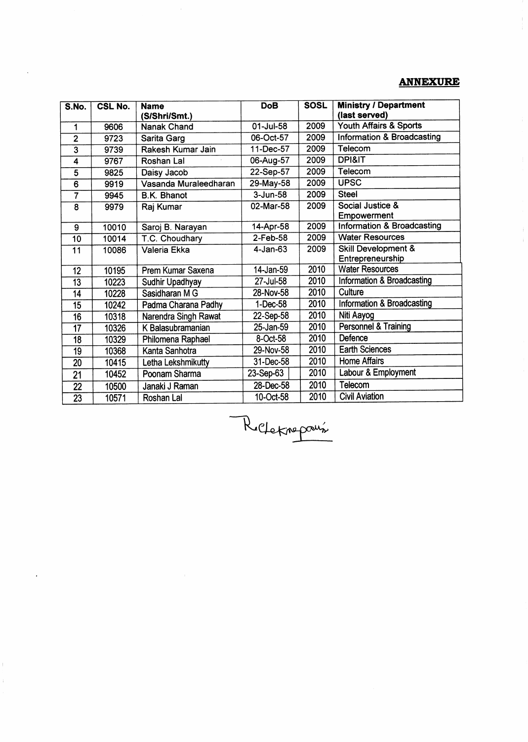**ANNEXURE**

| S.No. | CSL No. | Name (S/Shri/Smt.) | DoB | SOSL | Ministry / Department (last served) |
|---|---|---|---|---|---|
| 1 | 9606 | Nanak Chand | 01-Jul-58 | 2009 | Youth Affairs & Sports |
| 2 | 9723 | Sarita Garg | 06-Oct-57 | 2009 | Information & Broadcasting |
| 3 | 9739 | Rakesh Kumar Jain | 11-Dec-57 | 2009 | Telecom |
| 4 | 9767 | Roshan Lal | 06-Aug-57 | 2009 | DPI&IT |
| 5 | 9825 | Daisy Jacob | 22-Sep-57 | 2009 | Telecom |
| 6 | 9919 | Vasanda Muraleedharan | 29-May-58 | 2009 | UPSC |
| 7 | 9945 | B.K. Bhanot | 3-Jun-58 | 2009 | Steel |
| 8 | 9979 | Raj Kumar | 02-Mar-58 | 2009 | Social Justice & Empowerment |
| 9 | 10010 | Saroj B. Narayan | 14-Apr-58 | 2009 | Information & Broadcasting |
| 10 | 10014 | T.C. Choudhary | 2-Feb-58 | 2009 | Water Resources |
| 11 | 10086 | Valeria Ekka | 4-Jan-63 | 2009 | Skill Development & Entrepreneurship |
| 12 | 10195 | Prem Kumar Saxena | 14-Jan-59 | 2010 | Water Resources |
| 13 | 10223 | Sudhir Upadhyay | 27-Jul-58 | 2010 | Information & Broadcasting |
| 14 | 10228 | Sasidharan M G | 28-Nov-58 | 2010 | Culture |
| 15 | 10242 | Padma Charana Padhy | 1-Dec-58 | 2010 | Information & Broadcasting |
| 16 | 10318 | Narendra Singh Rawat | 22-Sep-58 | 2010 | Niti Aayog |
| 17 | 10326 | K Balasubramanian | 25-Jan-59 | 2010 | Personnel & Training |
| 18 | 10329 | Philomena Raphael | 8-Oct-58 | 2010 | Defence |
| 19 | 10368 | Kanta Sanhotra | 29-Nov-58 | 2010 | Earth Sciences |
| 20 | 10415 | Letha Lekshmikutty | 31-Dec-58 | 2010 | Home Affairs |
| 21 | 10452 | Poonam Sharma | 23-Sep-63 | 2010 | Labour & Employment |
| 22 | 10500 | Janaki J Raman | 28-Dec-58 | 2010 | Telecom |
| 23 | 10571 | Roshan Lal | 10-Oct-58 | 2010 | Civil Aviation |

R.Chetnepani